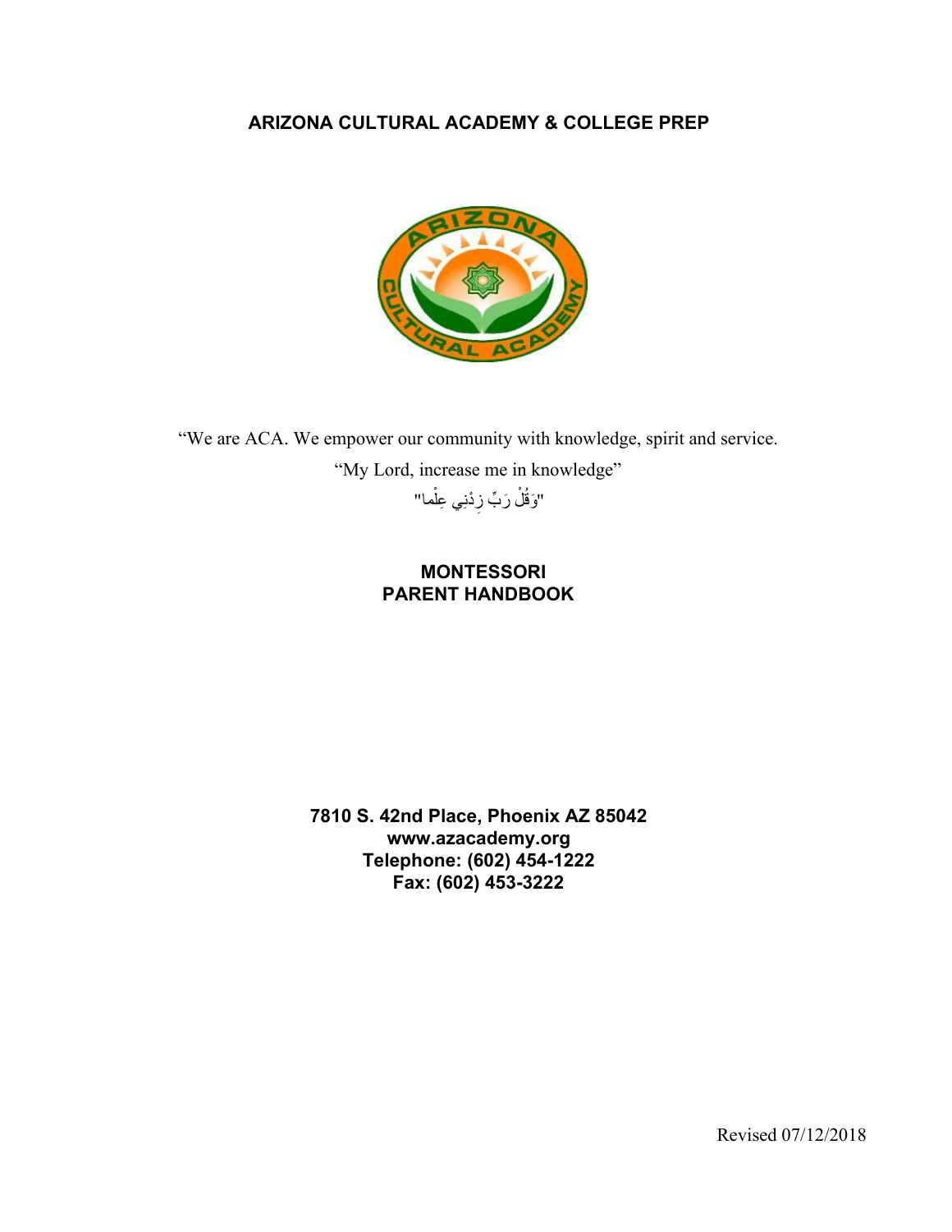# ARIZONA CULTURAL ACADEMY & COLLEGE PREP

"We are ACA. We empower our community with knowledge, spirit and service.

"My Lord, increase me in knowledge"

"وَقُلْ رَبِّ زِدْنِي عِلْما"

## MONTESSORI PARENT HANDBOOK

**7810 S. 42nd Place, Phoenix AZ 85042**
**www.azacademy.org**
**Telephone: (602) 454-1222**
**Fax: (602) 453-3222**

Revised 07/12/2018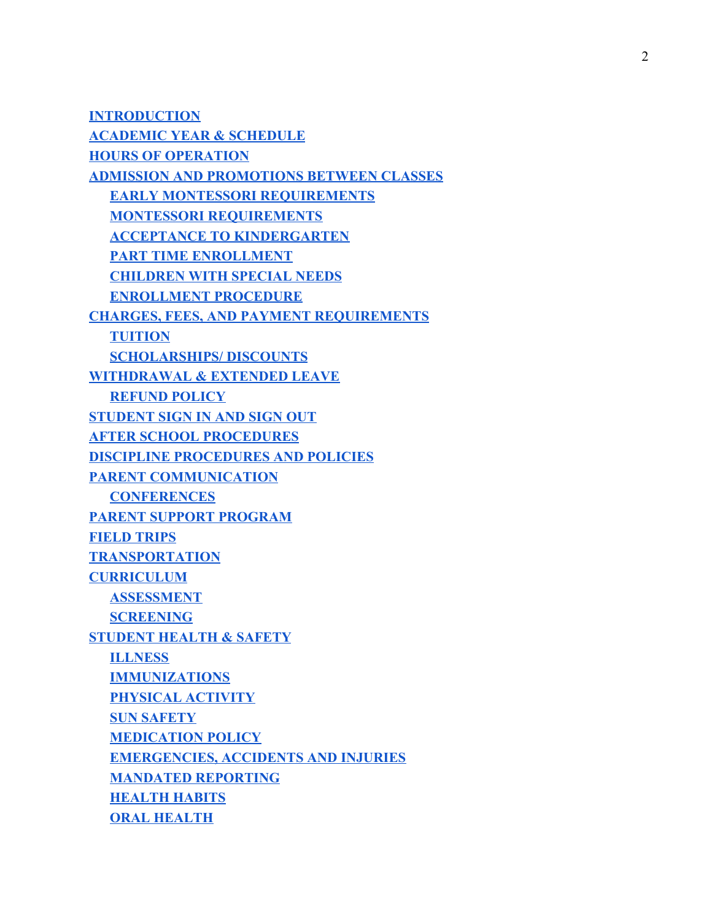- INTRODUCTION
- ACADEMIC YEAR & SCHEDULE
- HOURS OF OPERATION
- ADMISSION AND PROMOTIONS BETWEEN CLASSES
  - EARLY MONTESSORI REQUIREMENTS
  - MONTESSORI REQUIREMENTS
  - ACCEPTANCE TO KINDERGARTEN
  - PART TIME ENROLLMENT
  - CHILDREN WITH SPECIAL NEEDS
  - ENROLLMENT PROCEDURE
- CHARGES, FEES, AND PAYMENT REQUIREMENTS
  - TUITION
  - SCHOLARSHIPS/ DISCOUNTS
- WITHDRAWAL & EXTENDED LEAVE
  - REFUND POLICY
- STUDENT SIGN IN AND SIGN OUT
- AFTER SCHOOL PROCEDURES
- DISCIPLINE PROCEDURES AND POLICIES
- PARENT COMMUNICATION
  - CONFERENCES
- PARENT SUPPORT PROGRAM
- FIELD TRIPS
- TRANSPORTATION
- CURRICULUM
  - ASSESSMENT
  - SCREENING
- STUDENT HEALTH & SAFETY
  - ILLNESS
  - IMMUNIZATIONS
  - PHYSICAL ACTIVITY
  - SUN SAFETY
  - MEDICATION POLICY
  - EMERGENCIES, ACCIDENTS AND INJURIES
  - MANDATED REPORTING
  - HEALTH HABITS
  - ORAL HEALTH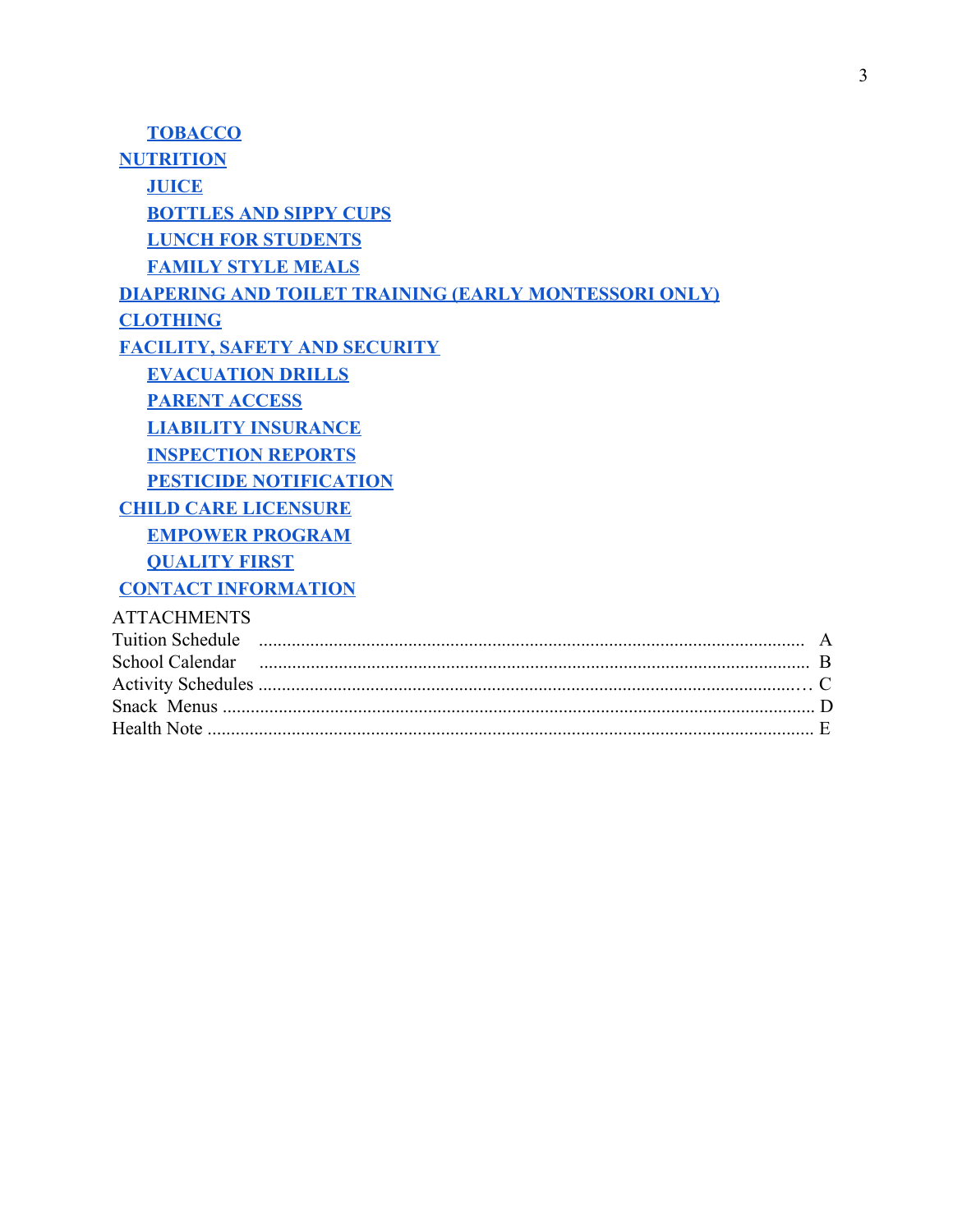- **TOBACCO**

**NUTRITION**

- **JUICE**
- **BOTTLES AND SIPPY CUPS**
- **LUNCH FOR STUDENTS**
- **FAMILY STYLE MEALS**

**DIAPERING AND TOILET TRAINING (EARLY MONTESSORI ONLY)**

**CLOTHING**

**FACILITY, SAFETY AND SECURITY**

- **EVACUATION DRILLS**
- **PARENT ACCESS**
- **LIABILITY INSURANCE**
- **INSPECTION REPORTS**
- **PESTICIDE NOTIFICATION**

**CHILD CARE LICENSURE**

- **EMPOWER PROGRAM**
- **QUALITY FIRST**

**CONTACT INFORMATION**

ATTACHMENTS

Tuition Schedule .................................................................................................................... A
School Calendar ..................................................................................................................... B
Activity Schedules ................................................................................................................... C
Snack Menus .......................................................................................................................... D
Health Note ............................................................................................................................. E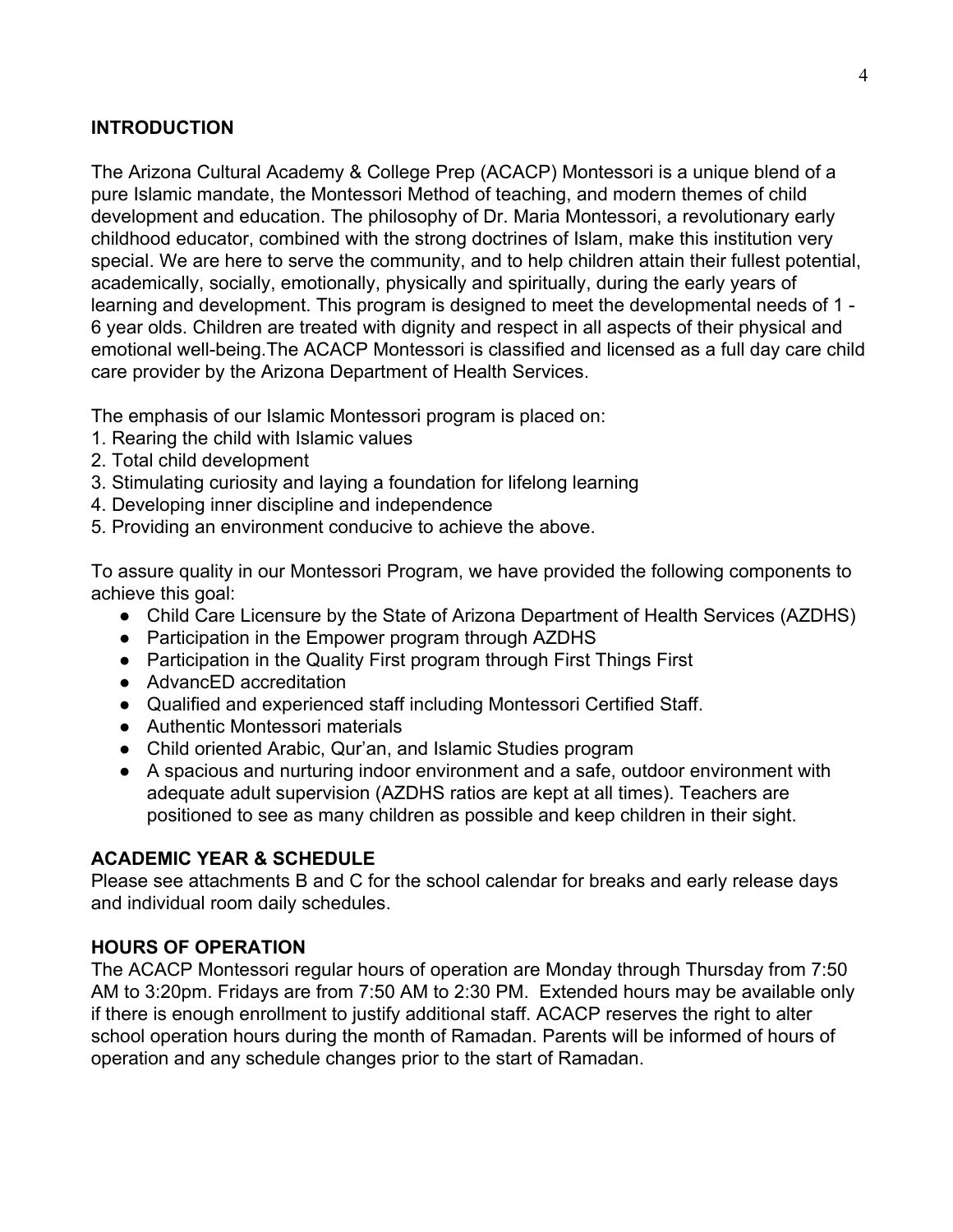## INTRODUCTION

The Arizona Cultural Academy & College Prep (ACACP) Montessori is a unique blend of a pure Islamic mandate, the Montessori Method of teaching, and modern themes of child development and education. The philosophy of Dr. Maria Montessori, a revolutionary early childhood educator, combined with the strong doctrines of Islam, make this institution very special. We are here to serve the community, and to help children attain their fullest potential, academically, socially, emotionally, physically and spiritually, during the early years of learning and development. This program is designed to meet the developmental needs of 1 - 6 year olds. Children are treated with dignity and respect in all aspects of their physical and emotional well-being.The ACACP Montessori is classified and licensed as a full day care child care provider by the Arizona Department of Health Services.

The emphasis of our Islamic Montessori program is placed on:

1. Rearing the child with Islamic values
2. Total child development
3. Stimulating curiosity and laying a foundation for lifelong learning
4. Developing inner discipline and independence
5. Providing an environment conducive to achieve the above.

To assure quality in our Montessori Program, we have provided the following components to achieve this goal:

- Child Care Licensure by the State of Arizona Department of Health Services (AZDHS)
- Participation in the Empower program through AZDHS
- Participation in the Quality First program through First Things First
- AdvancED accreditation
- Qualified and experienced staff including Montessori Certified Staff.
- Authentic Montessori materials
- Child oriented Arabic, Qur'an, and Islamic Studies program
- A spacious and nurturing indoor environment and a safe, outdoor environment with adequate adult supervision (AZDHS ratios are kept at all times). Teachers are positioned to see as many children as possible and keep children in their sight.

## ACADEMIC YEAR & SCHEDULE

Please see attachments B and C for the school calendar for breaks and early release days and individual room daily schedules.

## HOURS OF OPERATION

The ACACP Montessori regular hours of operation are Monday through Thursday from 7:50 AM to 3:20pm. Fridays are from 7:50 AM to 2:30 PM. Extended hours may be available only if there is enough enrollment to justify additional staff. ACACP reserves the right to alter school operation hours during the month of Ramadan. Parents will be informed of hours of operation and any schedule changes prior to the start of Ramadan.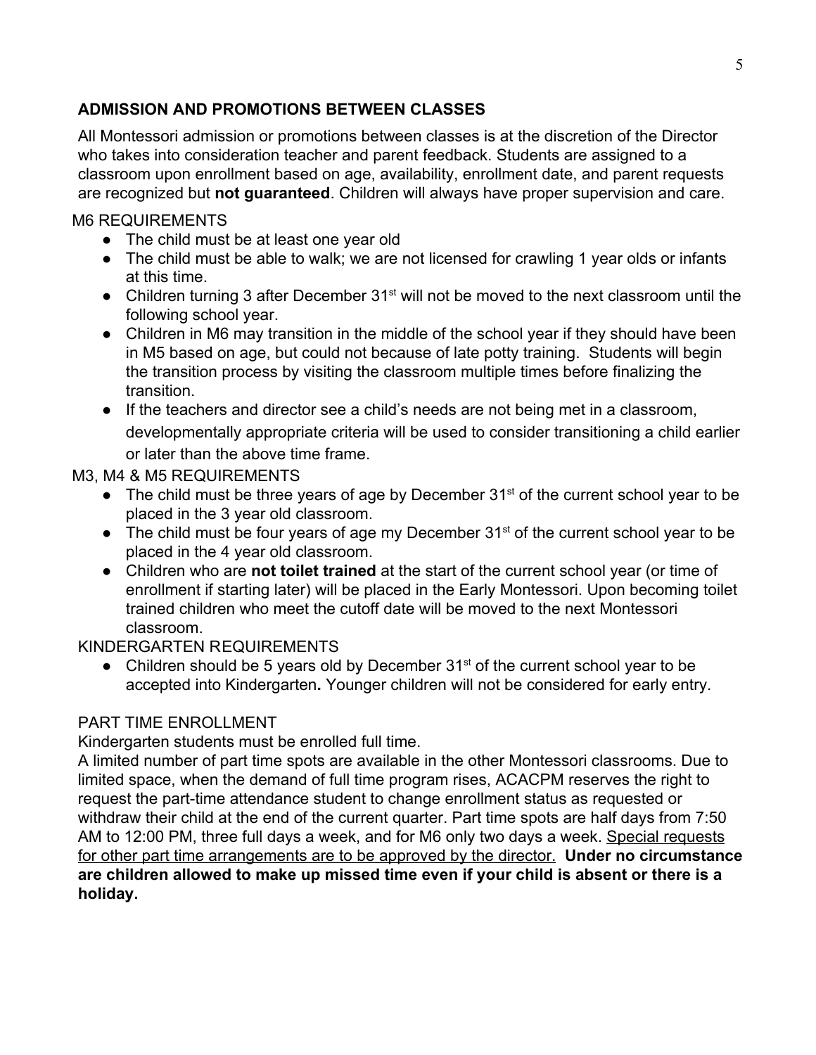## ADMISSION AND PROMOTIONS BETWEEN CLASSES

All Montessori admission or promotions between classes is at the discretion of the Director who takes into consideration teacher and parent feedback. Students are assigned to a classroom upon enrollment based on age, availability, enrollment date, and parent requests are recognized but **not guaranteed**. Children will always have proper supervision and care.

### M6 REQUIREMENTS

- The child must be at least one year old
- The child must be able to walk; we are not licensed for crawling 1 year olds or infants at this time.
- Children turning 3 after December 31st will not be moved to the next classroom until the following school year.
- Children in M6 may transition in the middle of the school year if they should have been in M5 based on age, but could not because of late potty training. Students will begin the transition process by visiting the classroom multiple times before finalizing the transition.
- If the teachers and director see a child's needs are not being met in a classroom, developmentally appropriate criteria will be used to consider transitioning a child earlier or later than the above time frame.

### M3, M4 & M5 REQUIREMENTS

- The child must be three years of age by December 31st of the current school year to be placed in the 3 year old classroom.
- The child must be four years of age my December 31st of the current school year to be placed in the 4 year old classroom.
- Children who are **not toilet trained** at the start of the current school year (or time of enrollment if starting later) will be placed in the Early Montessori. Upon becoming toilet trained children who meet the cutoff date will be moved to the next Montessori classroom.

### KINDERGARTEN REQUIREMENTS

- Children should be 5 years old by December 31st of the current school year to be accepted into Kindergarten**.** Younger children will not be considered for early entry.

### PART TIME ENROLLMENT

Kindergarten students must be enrolled full time.

A limited number of part time spots are available in the other Montessori classrooms. Due to limited space, when the demand of full time program rises, ACACPM reserves the right to request the part-time attendance student to change enrollment status as requested or withdraw their child at the end of the current quarter. Part time spots are half days from 7:50 AM to 12:00 PM, three full days a week, and for M6 only two days a week. <u>Special requests for other part time arrangements are to be approved by the director.</u> **Under no circumstance are children allowed to make up missed time even if your child is absent or there is a holiday.**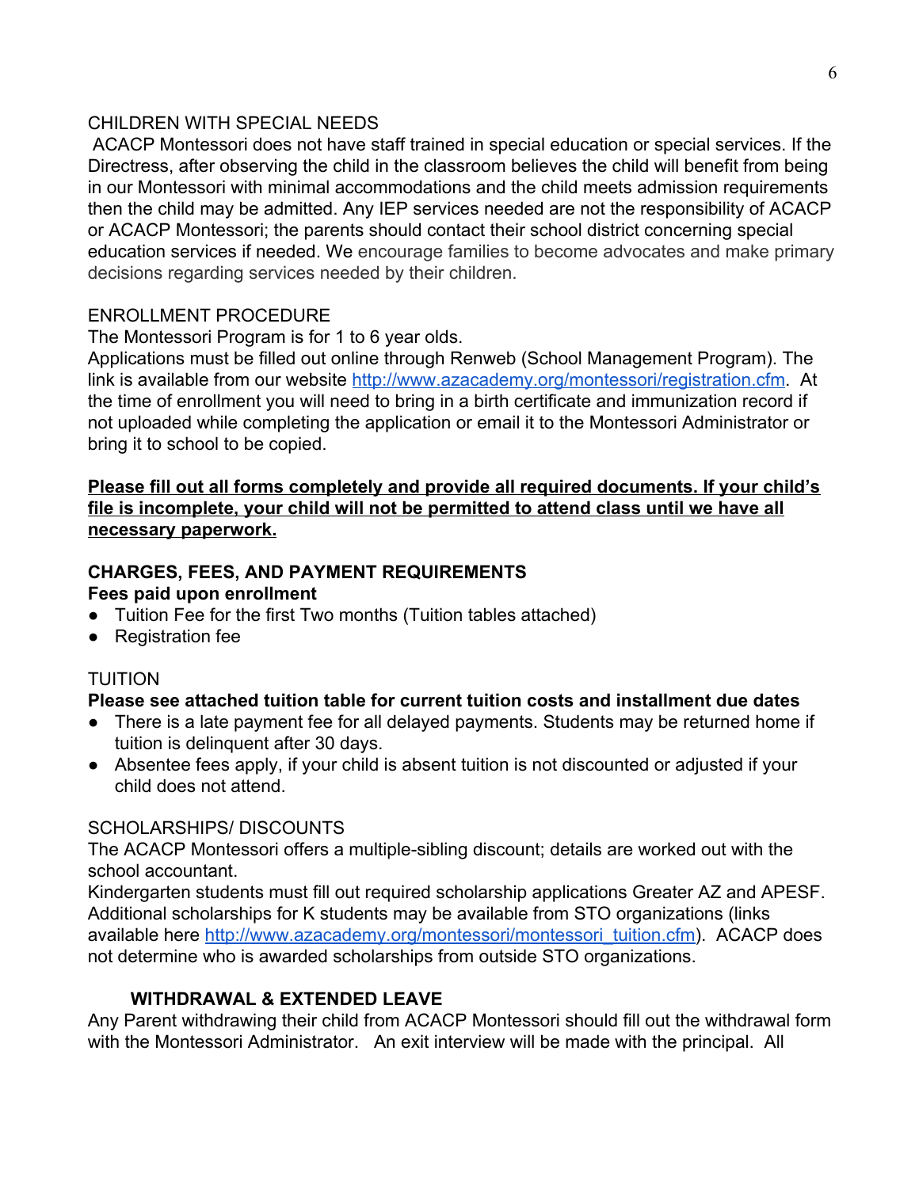CHILDREN WITH SPECIAL NEEDS

ACACP Montessori does not have staff trained in special education or special services. If the Directress, after observing the child in the classroom believes the child will benefit from being in our Montessori with minimal accommodations and the child meets admission requirements then the child may be admitted. Any IEP services needed are not the responsibility of ACACP or ACACP Montessori; the parents should contact their school district concerning special education services if needed. We encourage families to become advocates and make primary decisions regarding services needed by their children.

ENROLLMENT PROCEDURE

The Montessori Program is for 1 to 6 year olds.

Applications must be filled out online through Renweb (School Management Program). The link is available from our website [http://www.azacademy.org/montessori/registration.cfm](http://www.azacademy.org/montessori/registration.cfm). At the time of enrollment you will need to bring in a birth certificate and immunization record if not uploaded while completing the application or email it to the Montessori Administrator or bring it to school to be copied.

**Please fill out all forms completely and provide all required documents. If your child's file is incomplete, your child will not be permitted to attend class until we have all necessary paperwork.**

## CHARGES, FEES, AND PAYMENT REQUIREMENTS

**Fees paid upon enrollment**

- Tuition Fee for the first Two months (Tuition tables attached)
- Registration fee

TUITION

**Please see attached tuition table for current tuition costs and installment due dates**

- There is a late payment fee for all delayed payments. Students may be returned home if tuition is delinquent after 30 days.
- Absentee fees apply, if your child is absent tuition is not discounted or adjusted if your child does not attend.

SCHOLARSHIPS/ DISCOUNTS

The ACACP Montessori offers a multiple-sibling discount; details are worked out with the school accountant.

Kindergarten students must fill out required scholarship applications Greater AZ and APESF. Additional scholarships for K students may be available from STO organizations (links available here [http://www.azacademy.org/montessori/montessori_tuition.cfm](http://www.azacademy.org/montessori/montessori_tuition.cfm)). ACACP does not determine who is awarded scholarships from outside STO organizations.

## WITHDRAWAL & EXTENDED LEAVE

Any Parent withdrawing their child from ACACP Montessori should fill out the withdrawal form with the Montessori Administrator. An exit interview will be made with the principal. All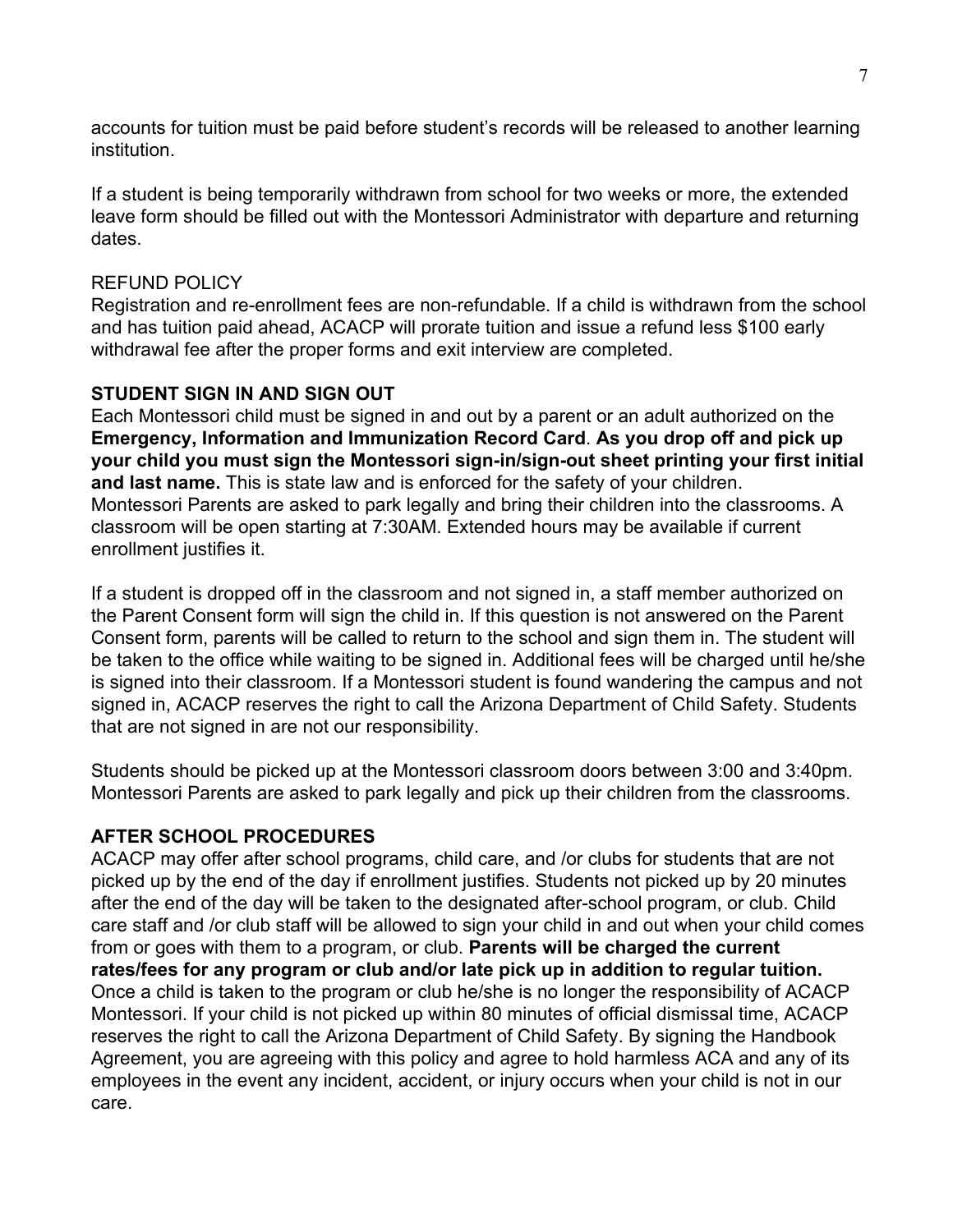accounts for tuition must be paid before student's records will be released to another learning institution.

If a student is being temporarily withdrawn from school for two weeks or more, the extended leave form should be filled out with the Montessori Administrator with departure and returning dates.

REFUND POLICY
Registration and re-enrollment fees are non-refundable. If a child is withdrawn from the school and has tuition paid ahead, ACACP will prorate tuition and issue a refund less $100 early withdrawal fee after the proper forms and exit interview are completed.

**STUDENT SIGN IN AND SIGN OUT**
Each Montessori child must be signed in and out by a parent or an adult authorized on the **Emergency, Information and Immunization Record Card**. **As you drop off and pick up your child you must sign the Montessori sign-in/sign-out sheet printing your first initial and last name.** This is state law and is enforced for the safety of your children. Montessori Parents are asked to park legally and bring their children into the classrooms. A classroom will be open starting at 7:30AM. Extended hours may be available if current enrollment justifies it.

If a student is dropped off in the classroom and not signed in, a staff member authorized on the Parent Consent form will sign the child in. If this question is not answered on the Parent Consent form, parents will be called to return to the school and sign them in. The student will be taken to the office while waiting to be signed in. Additional fees will be charged until he/she is signed into their classroom. If a Montessori student is found wandering the campus and not signed in, ACACP reserves the right to call the Arizona Department of Child Safety. Students that are not signed in are not our responsibility.

Students should be picked up at the Montessori classroom doors between 3:00 and 3:40pm. Montessori Parents are asked to park legally and pick up their children from the classrooms.

**AFTER SCHOOL PROCEDURES**
ACACP may offer after school programs, child care, and /or clubs for students that are not picked up by the end of the day if enrollment justifies. Students not picked up by 20 minutes after the end of the day will be taken to the designated after-school program, or club. Child care staff and /or club staff will be allowed to sign your child in and out when your child comes from or goes with them to a program, or club. **Parents will be charged the current rates/fees for any program or club and/or late pick up in addition to regular tuition.** Once a child is taken to the program or club he/she is no longer the responsibility of ACACP Montessori. If your child is not picked up within 80 minutes of official dismissal time, ACACP reserves the right to call the Arizona Department of Child Safety. By signing the Handbook Agreement, you are agreeing with this policy and agree to hold harmless ACA and any of its employees in the event any incident, accident, or injury occurs when your child is not in our care.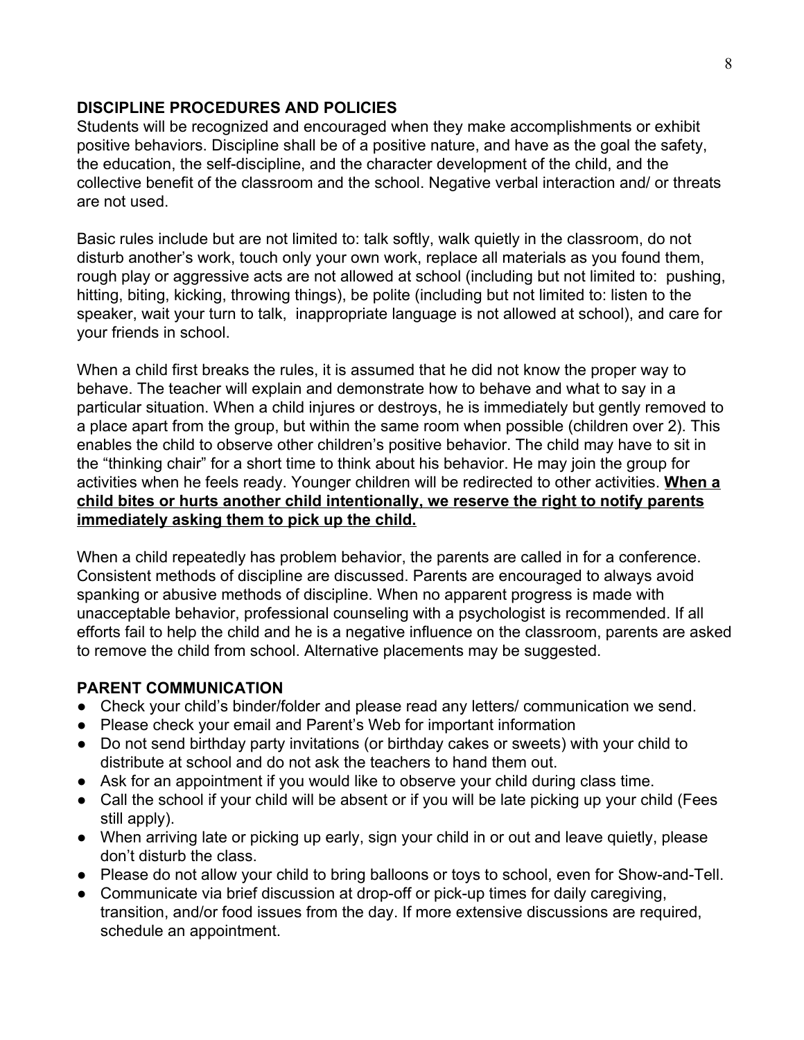## DISCIPLINE PROCEDURES AND POLICIES

Students will be recognized and encouraged when they make accomplishments or exhibit positive behaviors. Discipline shall be of a positive nature, and have as the goal the safety, the education, the self-discipline, and the character development of the child, and the collective benefit of the classroom and the school. Negative verbal interaction and/ or threats are not used.

Basic rules include but are not limited to: talk softly, walk quietly in the classroom, do not disturb another's work, touch only your own work, replace all materials as you found them, rough play or aggressive acts are not allowed at school (including but not limited to: pushing, hitting, biting, kicking, throwing things), be polite (including but not limited to: listen to the speaker, wait your turn to talk, inappropriate language is not allowed at school), and care for your friends in school.

When a child first breaks the rules, it is assumed that he did not know the proper way to behave. The teacher will explain and demonstrate how to behave and what to say in a particular situation. When a child injures or destroys, he is immediately but gently removed to a place apart from the group, but within the same room when possible (children over 2). This enables the child to observe other children's positive behavior. The child may have to sit in the "thinking chair" for a short time to think about his behavior. He may join the group for activities when he feels ready. Younger children will be redirected to other activities. **When a child bites or hurts another child intentionally, we reserve the right to notify parents immediately asking them to pick up the child.**

When a child repeatedly has problem behavior, the parents are called in for a conference. Consistent methods of discipline are discussed. Parents are encouraged to always avoid spanking or abusive methods of discipline. When no apparent progress is made with unacceptable behavior, professional counseling with a psychologist is recommended. If all efforts fail to help the child and he is a negative influence on the classroom, parents are asked to remove the child from school. Alternative placements may be suggested.

## PARENT COMMUNICATION

- Check your child's binder/folder and please read any letters/ communication we send.
- Please check your email and Parent's Web for important information
- Do not send birthday party invitations (or birthday cakes or sweets) with your child to distribute at school and do not ask the teachers to hand them out.
- Ask for an appointment if you would like to observe your child during class time.
- Call the school if your child will be absent or if you will be late picking up your child (Fees still apply).
- When arriving late or picking up early, sign your child in or out and leave quietly, please don't disturb the class.
- Please do not allow your child to bring balloons or toys to school, even for Show-and-Tell.
- Communicate via brief discussion at drop-off or pick-up times for daily caregiving, transition, and/or food issues from the day. If more extensive discussions are required, schedule an appointment.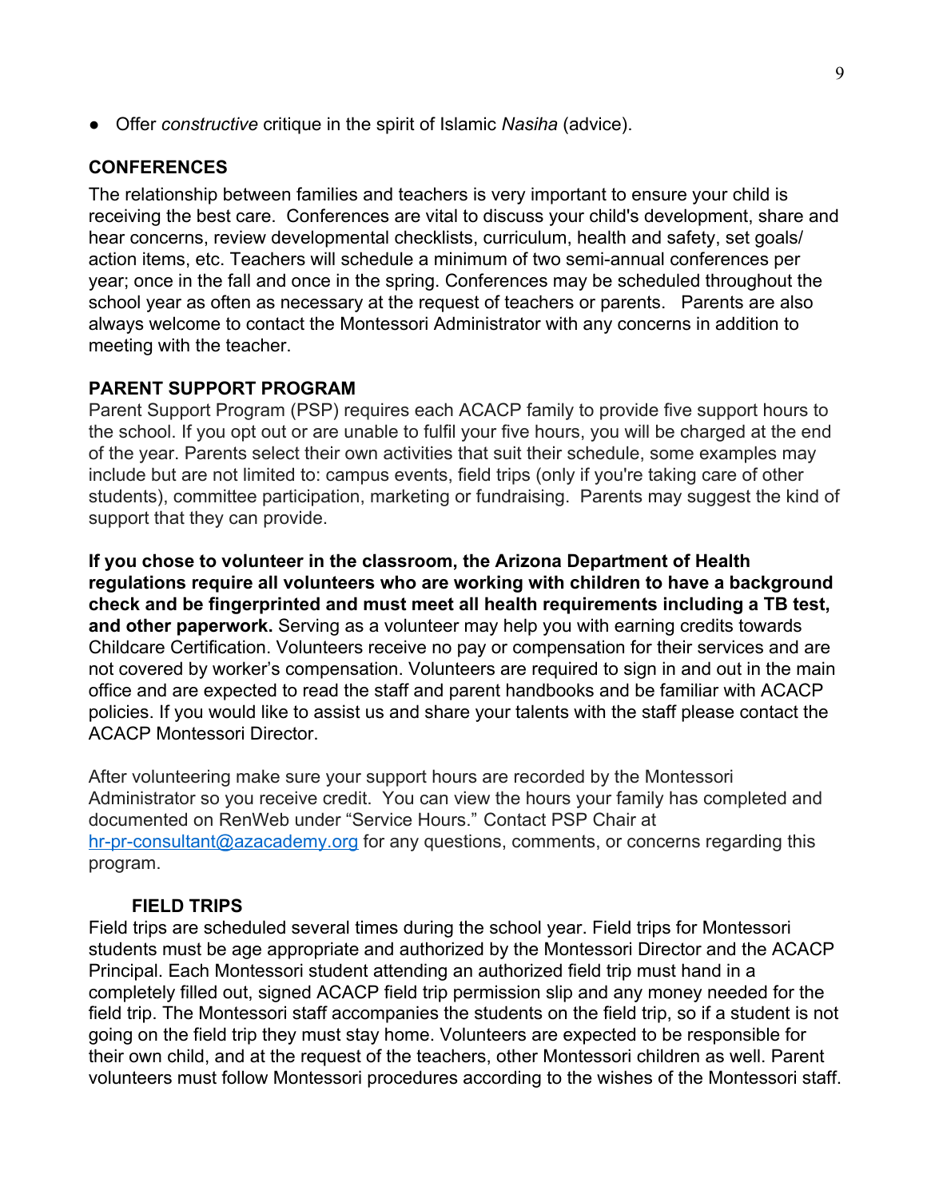- Offer *constructive* critique in the spirit of Islamic *Nasiha* (advice).

## CONFERENCES

The relationship between families and teachers is very important to ensure your child is receiving the best care. Conferences are vital to discuss your child's development, share and hear concerns, review developmental checklists, curriculum, health and safety, set goals/ action items, etc. Teachers will schedule a minimum of two semi-annual conferences per year; once in the fall and once in the spring. Conferences may be scheduled throughout the school year as often as necessary at the request of teachers or parents. Parents are also always welcome to contact the Montessori Administrator with any concerns in addition to meeting with the teacher.

## PARENT SUPPORT PROGRAM

Parent Support Program (PSP) requires each ACACP family to provide five support hours to the school. If you opt out or are unable to fulfil your five hours, you will be charged at the end of the year. Parents select their own activities that suit their schedule, some examples may include but are not limited to: campus events, field trips (only if you're taking care of other students), committee participation, marketing or fundraising. Parents may suggest the kind of support that they can provide.

**If you chose to volunteer in the classroom, the Arizona Department of Health regulations require all volunteers who are working with children to have a background check and be fingerprinted and must meet all health requirements including a TB test, and other paperwork.** Serving as a volunteer may help you with earning credits towards Childcare Certification. Volunteers receive no pay or compensation for their services and are not covered by worker's compensation. Volunteers are required to sign in and out in the main office and are expected to read the staff and parent handbooks and be familiar with ACACP policies. If you would like to assist us and share your talents with the staff please contact the ACACP Montessori Director.

After volunteering make sure your support hours are recorded by the Montessori Administrator so you receive credit. You can view the hours your family has completed and documented on RenWeb under "Service Hours." Contact PSP Chair at [hr-pr-consultant@azacademy.org](mailto:hr-pr-consultant@azacademy.org) for any questions, comments, or concerns regarding this program.

### FIELD TRIPS

Field trips are scheduled several times during the school year. Field trips for Montessori students must be age appropriate and authorized by the Montessori Director and the ACACP Principal. Each Montessori student attending an authorized field trip must hand in a completely filled out, signed ACACP field trip permission slip and any money needed for the field trip. The Montessori staff accompanies the students on the field trip, so if a student is not going on the field trip they must stay home. Volunteers are expected to be responsible for their own child, and at the request of the teachers, other Montessori children as well. Parent volunteers must follow Montessori procedures according to the wishes of the Montessori staff.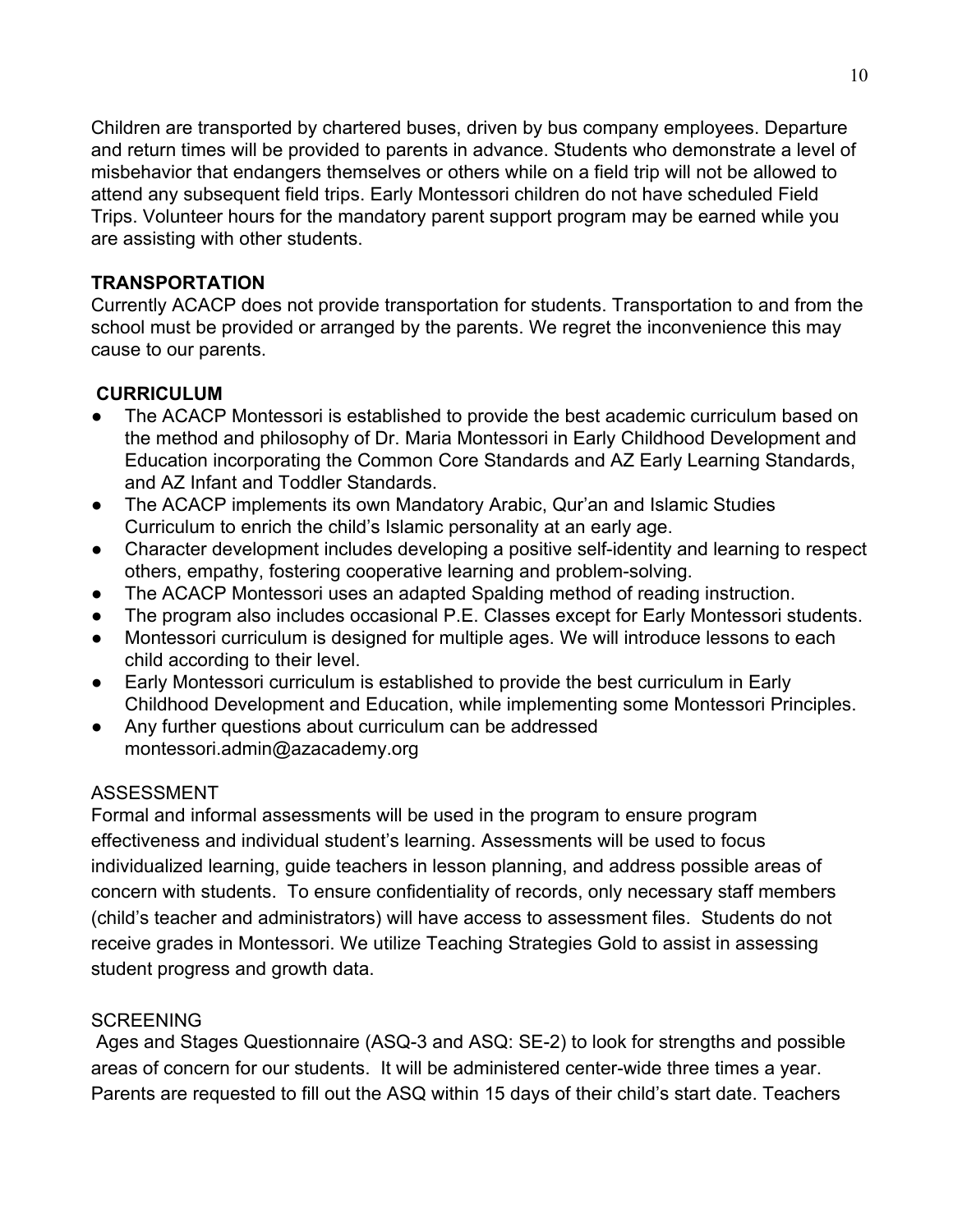Children are transported by chartered buses, driven by bus company employees. Departure and return times will be provided to parents in advance. Students who demonstrate a level of misbehavior that endangers themselves or others while on a field trip will not be allowed to attend any subsequent field trips. Early Montessori children do not have scheduled Field Trips. Volunteer hours for the mandatory parent support program may be earned while you are assisting with other students.

**TRANSPORTATION**

Currently ACACP does not provide transportation for students. Transportation to and from the school must be provided or arranged by the parents. We regret the inconvenience this may cause to our parents.

**CURRICULUM**

- The ACACP Montessori is established to provide the best academic curriculum based on the method and philosophy of Dr. Maria Montessori in Early Childhood Development and Education incorporating the Common Core Standards and AZ Early Learning Standards, and AZ Infant and Toddler Standards.
- The ACACP implements its own Mandatory Arabic, Qur'an and Islamic Studies Curriculum to enrich the child's Islamic personality at an early age.
- Character development includes developing a positive self-identity and learning to respect others, empathy, fostering cooperative learning and problem-solving.
- The ACACP Montessori uses an adapted Spalding method of reading instruction.
- The program also includes occasional P.E. Classes except for Early Montessori students.
- Montessori curriculum is designed for multiple ages. We will introduce lessons to each child according to their level.
- Early Montessori curriculum is established to provide the best curriculum in Early Childhood Development and Education, while implementing some Montessori Principles.
- Any further questions about curriculum can be addressed montessori.admin@azacademy.org

ASSESSMENT

Formal and informal assessments will be used in the program to ensure program effectiveness and individual student's learning. Assessments will be used to focus individualized learning, guide teachers in lesson planning, and address possible areas of concern with students. To ensure confidentiality of records, only necessary staff members (child's teacher and administrators) will have access to assessment files. Students do not receive grades in Montessori. We utilize Teaching Strategies Gold to assist in assessing student progress and growth data.

SCREENING

Ages and Stages Questionnaire (ASQ-3 and ASQ: SE-2) to look for strengths and possible areas of concern for our students. It will be administered center-wide three times a year. Parents are requested to fill out the ASQ within 15 days of their child's start date. Teachers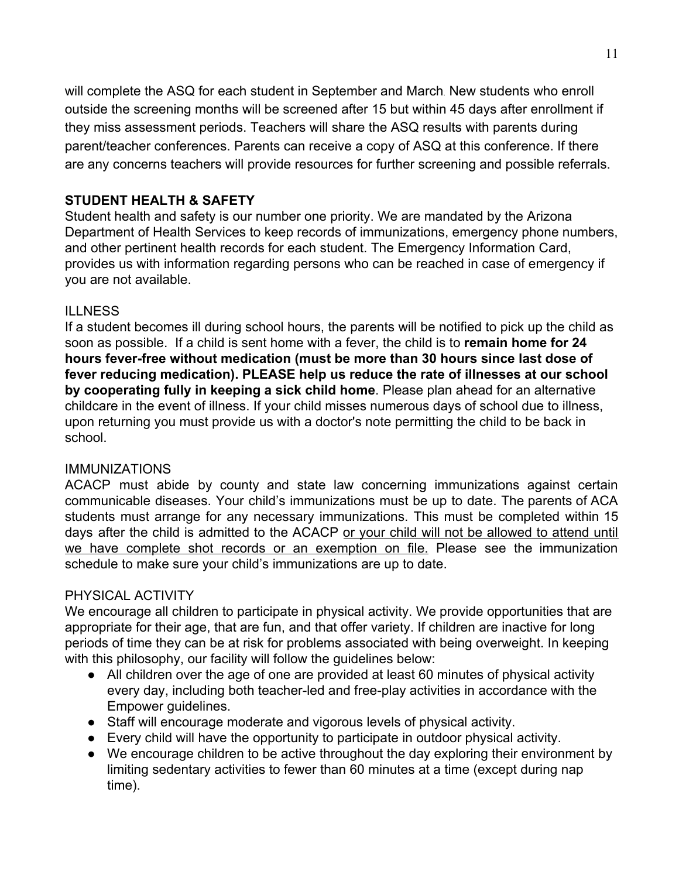will complete the ASQ for each student in September and March. New students who enroll outside the screening months will be screened after 15 but within 45 days after enrollment if they miss assessment periods. Teachers will share the ASQ results with parents during parent/teacher conferences. Parents can receive a copy of ASQ at this conference. If there are any concerns teachers will provide resources for further screening and possible referrals.

## STUDENT HEALTH & SAFETY

Student health and safety is our number one priority. We are mandated by the Arizona Department of Health Services to keep records of immunizations, emergency phone numbers, and other pertinent health records for each student. The Emergency Information Card, provides us with information regarding persons who can be reached in case of emergency if you are not available.

### ILLNESS

If a student becomes ill during school hours, the parents will be notified to pick up the child as soon as possible. If a child is sent home with a fever, the child is to **remain home for 24 hours fever-free without medication (must be more than 30 hours since last dose of fever reducing medication). PLEASE help us reduce the rate of illnesses at our school by cooperating fully in keeping a sick child home**. Please plan ahead for an alternative childcare in the event of illness. If your child misses numerous days of school due to illness, upon returning you must provide us with a doctor's note permitting the child to be back in school.

### IMMUNIZATIONS

ACACP must abide by county and state law concerning immunizations against certain communicable diseases. Your child's immunizations must be up to date. The parents of ACA students must arrange for any necessary immunizations. This must be completed within 15 days after the child is admitted to the ACACP <u>or your child will not be allowed to attend until we have complete shot records or an exemption on file.</u> Please see the immunization schedule to make sure your child's immunizations are up to date.

### PHYSICAL ACTIVITY

We encourage all children to participate in physical activity. We provide opportunities that are appropriate for their age, that are fun, and that offer variety. If children are inactive for long periods of time they can be at risk for problems associated with being overweight. In keeping with this philosophy, our facility will follow the guidelines below:

- All children over the age of one are provided at least 60 minutes of physical activity every day, including both teacher-led and free-play activities in accordance with the Empower guidelines.
- Staff will encourage moderate and vigorous levels of physical activity.
- Every child will have the opportunity to participate in outdoor physical activity.
- We encourage children to be active throughout the day exploring their environment by limiting sedentary activities to fewer than 60 minutes at a time (except during nap time).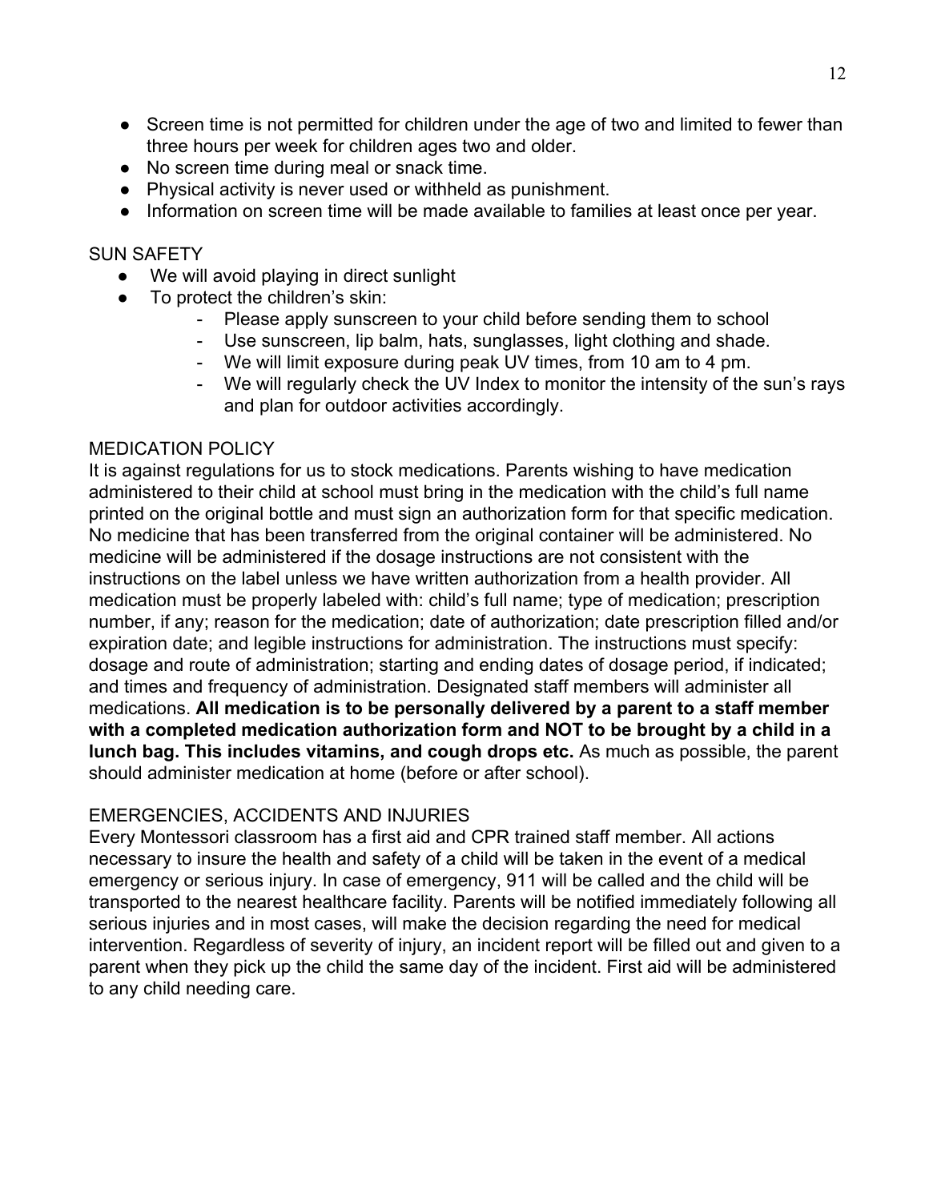- Screen time is not permitted for children under the age of two and limited to fewer than three hours per week for children ages two and older.
- No screen time during meal or snack time.
- Physical activity is never used or withheld as punishment.
- Information on screen time will be made available to families at least once per year.

## SUN SAFETY

- We will avoid playing in direct sunlight
- To protect the children's skin:
    - Please apply sunscreen to your child before sending them to school
    - Use sunscreen, lip balm, hats, sunglasses, light clothing and shade.
    - We will limit exposure during peak UV times, from 10 am to 4 pm.
    - We will regularly check the UV Index to monitor the intensity of the sun's rays and plan for outdoor activities accordingly.

## MEDICATION POLICY

It is against regulations for us to stock medications. Parents wishing to have medication administered to their child at school must bring in the medication with the child's full name printed on the original bottle and must sign an authorization form for that specific medication. No medicine that has been transferred from the original container will be administered. No medicine will be administered if the dosage instructions are not consistent with the instructions on the label unless we have written authorization from a health provider. All medication must be properly labeled with: child's full name; type of medication; prescription number, if any; reason for the medication; date of authorization; date prescription filled and/or expiration date; and legible instructions for administration. The instructions must specify: dosage and route of administration; starting and ending dates of dosage period, if indicated; and times and frequency of administration. Designated staff members will administer all medications. **All medication is to be personally delivered by a parent to a staff member with a completed medication authorization form and NOT to be brought by a child in a lunch bag. This includes vitamins, and cough drops etc.** As much as possible, the parent should administer medication at home (before or after school).

## EMERGENCIES, ACCIDENTS AND INJURIES

Every Montessori classroom has a first aid and CPR trained staff member. All actions necessary to insure the health and safety of a child will be taken in the event of a medical emergency or serious injury. In case of emergency, 911 will be called and the child will be transported to the nearest healthcare facility. Parents will be notified immediately following all serious injuries and in most cases, will make the decision regarding the need for medical intervention. Regardless of severity of injury, an incident report will be filled out and given to a parent when they pick up the child the same day of the incident. First aid will be administered to any child needing care.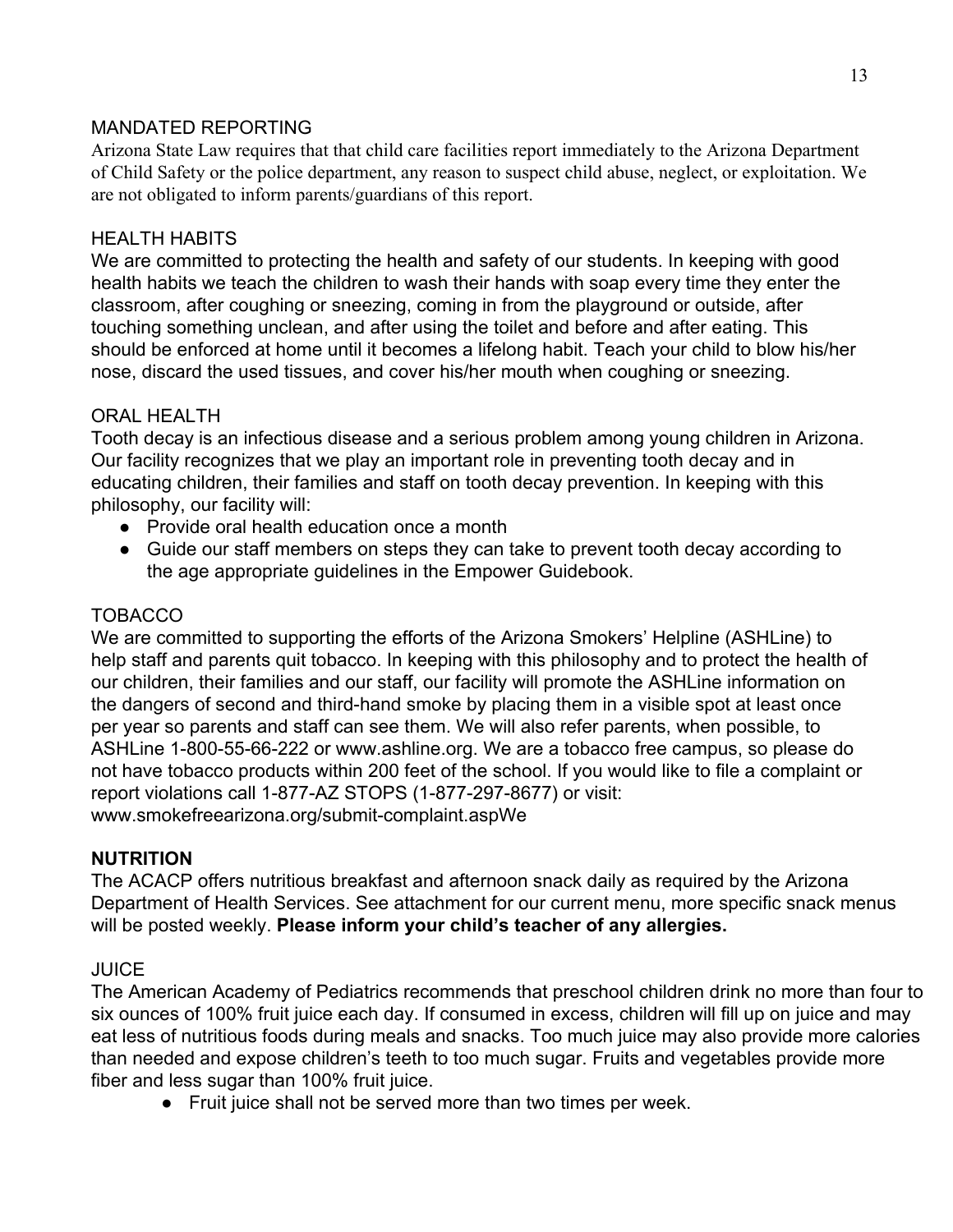## MANDATED REPORTING

Arizona State Law requires that that child care facilities report immediately to the Arizona Department of Child Safety or the police department, any reason to suspect child abuse, neglect, or exploitation. We are not obligated to inform parents/guardians of this report.

## HEALTH HABITS

We are committed to protecting the health and safety of our students. In keeping with good health habits we teach the children to wash their hands with soap every time they enter the classroom, after coughing or sneezing, coming in from the playground or outside, after touching something unclean, and after using the toilet and before and after eating. This should be enforced at home until it becomes a lifelong habit. Teach your child to blow his/her nose, discard the used tissues, and cover his/her mouth when coughing or sneezing.

## ORAL HEALTH

Tooth decay is an infectious disease and a serious problem among young children in Arizona. Our facility recognizes that we play an important role in preventing tooth decay and in educating children, their families and staff on tooth decay prevention. In keeping with this philosophy, our facility will:

- Provide oral health education once a month
- Guide our staff members on steps they can take to prevent tooth decay according to the age appropriate guidelines in the Empower Guidebook.

## TOBACCO

We are committed to supporting the efforts of the Arizona Smokers' Helpline (ASHLine) to help staff and parents quit tobacco. In keeping with this philosophy and to protect the health of our children, their families and our staff, our facility will promote the ASHLine information on the dangers of second and third-hand smoke by placing them in a visible spot at least once per year so parents and staff can see them. We will also refer parents, when possible, to ASHLine 1-800-55-66-222 or www.ashline.org. We are a tobacco free campus, so please do not have tobacco products within 200 feet of the school. If you would like to file a complaint or report violations call 1-877-AZ STOPS (1-877-297-8677) or visit: www.smokefreearizona.org/submit-complaint.aspWe

## **NUTRITION**

The ACACP offers nutritious breakfast and afternoon snack daily as required by the Arizona Department of Health Services. See attachment for our current menu, more specific snack menus will be posted weekly. **Please inform your child's teacher of any allergies.**

## JUICE

The American Academy of Pediatrics recommends that preschool children drink no more than four to six ounces of 100% fruit juice each day. If consumed in excess, children will fill up on juice and may eat less of nutritious foods during meals and snacks. Too much juice may also provide more calories than needed and expose children's teeth to too much sugar. Fruits and vegetables provide more fiber and less sugar than 100% fruit juice.

- Fruit juice shall not be served more than two times per week.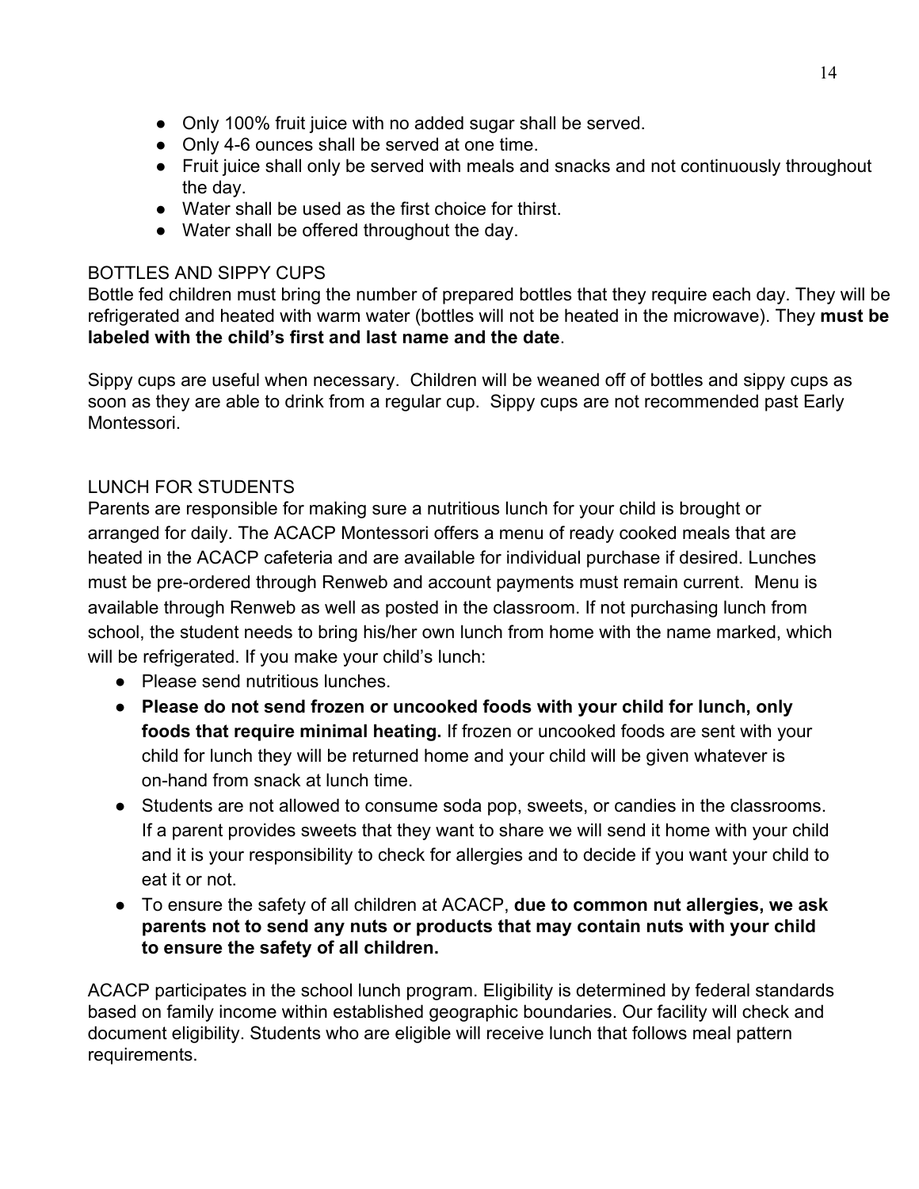- Only 100% fruit juice with no added sugar shall be served.
- Only 4-6 ounces shall be served at one time.
- Fruit juice shall only be served with meals and snacks and not continuously throughout the day.
- Water shall be used as the first choice for thirst.
- Water shall be offered throughout the day.

## BOTTLES AND SIPPY CUPS

Bottle fed children must bring the number of prepared bottles that they require each day. They will be refrigerated and heated with warm water (bottles will not be heated in the microwave). They **must be labeled with the child's first and last name and the date**.

Sippy cups are useful when necessary. Children will be weaned off of bottles and sippy cups as soon as they are able to drink from a regular cup. Sippy cups are not recommended past Early Montessori.

## LUNCH FOR STUDENTS

Parents are responsible for making sure a nutritious lunch for your child is brought or arranged for daily. The ACACP Montessori offers a menu of ready cooked meals that are heated in the ACACP cafeteria and are available for individual purchase if desired. Lunches must be pre-ordered through Renweb and account payments must remain current. Menu is available through Renweb as well as posted in the classroom. If not purchasing lunch from school, the student needs to bring his/her own lunch from home with the name marked, which will be refrigerated. If you make your child's lunch:

- Please send nutritious lunches.
- **Please do not send frozen or uncooked foods with your child for lunch, only foods that require minimal heating.** If frozen or uncooked foods are sent with your child for lunch they will be returned home and your child will be given whatever is on-hand from snack at lunch time.
- Students are not allowed to consume soda pop, sweets, or candies in the classrooms. If a parent provides sweets that they want to share we will send it home with your child and it is your responsibility to check for allergies and to decide if you want your child to eat it or not.
- To ensure the safety of all children at ACACP, **due to common nut allergies, we ask parents not to send any nuts or products that may contain nuts with your child to ensure the safety of all children.**

ACACP participates in the school lunch program. Eligibility is determined by federal standards based on family income within established geographic boundaries. Our facility will check and document eligibility. Students who are eligible will receive lunch that follows meal pattern requirements.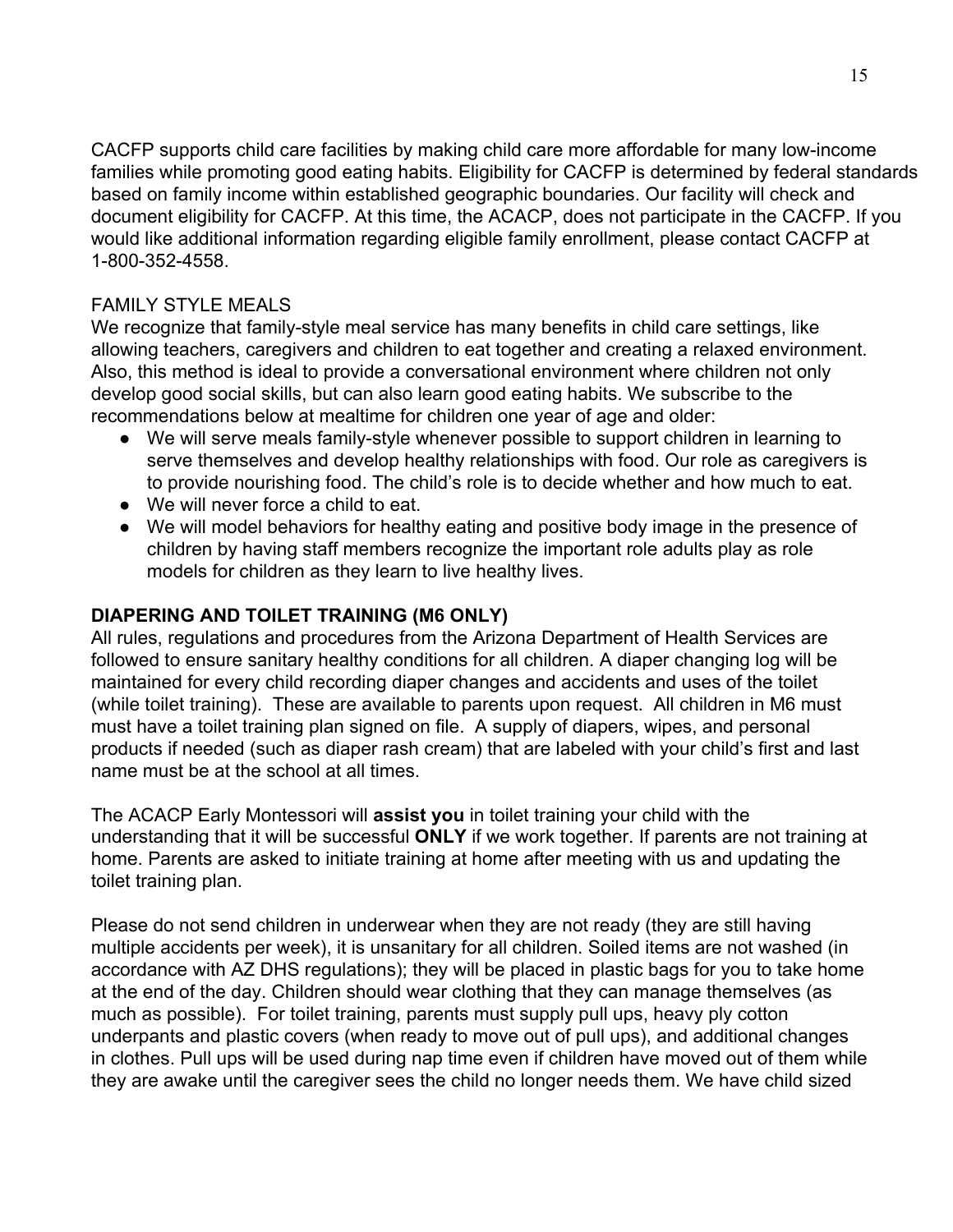CACFP supports child care facilities by making child care more affordable for many low-income families while promoting good eating habits. Eligibility for CACFP is determined by federal standards based on family income within established geographic boundaries. Our facility will check and document eligibility for CACFP. At this time, the ACACP, does not participate in the CACFP. If you would like additional information regarding eligible family enrollment, please contact CACFP at 1-800-352-4558.

FAMILY STYLE MEALS

We recognize that family-style meal service has many benefits in child care settings, like allowing teachers, caregivers and children to eat together and creating a relaxed environment. Also, this method is ideal to provide a conversational environment where children not only develop good social skills, but can also learn good eating habits. We subscribe to the recommendations below at mealtime for children one year of age and older:

- We will serve meals family-style whenever possible to support children in learning to serve themselves and develop healthy relationships with food. Our role as caregivers is to provide nourishing food. The child's role is to decide whether and how much to eat.
- We will never force a child to eat.
- We will model behaviors for healthy eating and positive body image in the presence of children by having staff members recognize the important role adults play as role models for children as they learn to live healthy lives.

**DIAPERING AND TOILET TRAINING (M6 ONLY)**

All rules, regulations and procedures from the Arizona Department of Health Services are followed to ensure sanitary healthy conditions for all children. A diaper changing log will be maintained for every child recording diaper changes and accidents and uses of the toilet (while toilet training). These are available to parents upon request. All children in M6 must must have a toilet training plan signed on file. A supply of diapers, wipes, and personal products if needed (such as diaper rash cream) that are labeled with your child's first and last name must be at the school at all times.

The ACACP Early Montessori will **assist you** in toilet training your child with the understanding that it will be successful **ONLY** if we work together. If parents are not training at home. Parents are asked to initiate training at home after meeting with us and updating the toilet training plan.

Please do not send children in underwear when they are not ready (they are still having multiple accidents per week), it is unsanitary for all children. Soiled items are not washed (in accordance with AZ DHS regulations); they will be placed in plastic bags for you to take home at the end of the day. Children should wear clothing that they can manage themselves (as much as possible). For toilet training, parents must supply pull ups, heavy ply cotton underpants and plastic covers (when ready to move out of pull ups), and additional changes in clothes. Pull ups will be used during nap time even if children have moved out of them while they are awake until the caregiver sees the child no longer needs them. We have child sized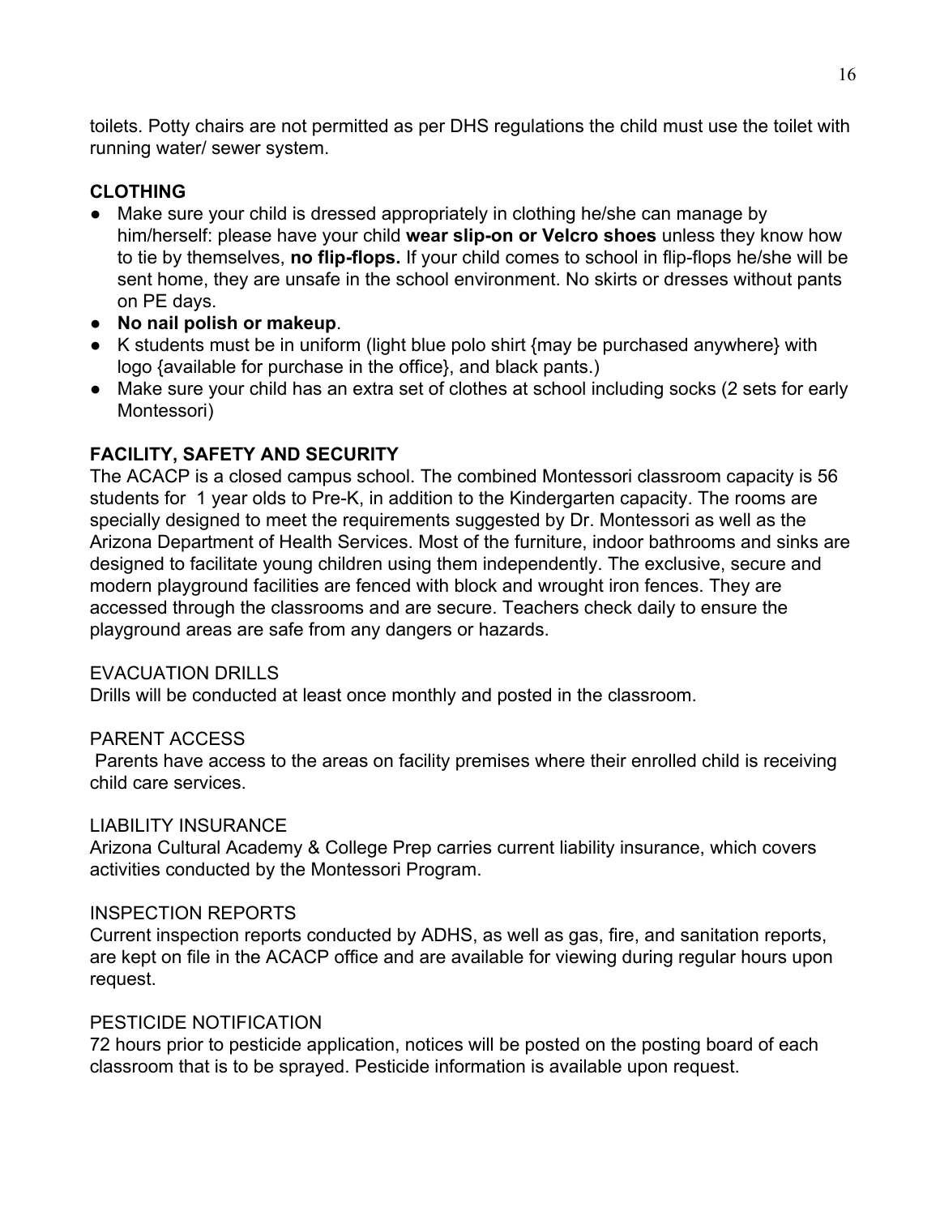toilets. Potty chairs are not permitted as per DHS regulations the child must use the toilet with running water/ sewer system.

**CLOTHING**

- Make sure your child is dressed appropriately in clothing he/she can manage by him/herself: please have your child **wear slip-on or Velcro shoes** unless they know how to tie by themselves, **no flip-flops.** If your child comes to school in flip-flops he/she will be sent home, they are unsafe in the school environment. No skirts or dresses without pants on PE days.
- **No nail polish or makeup**.
- K students must be in uniform (light blue polo shirt {may be purchased anywhere} with logo {available for purchase in the office}, and black pants.)
- Make sure your child has an extra set of clothes at school including socks (2 sets for early Montessori)

**FACILITY, SAFETY AND SECURITY**

The ACACP is a closed campus school. The combined Montessori classroom capacity is 56 students for 1 year olds to Pre-K, in addition to the Kindergarten capacity. The rooms are specially designed to meet the requirements suggested by Dr. Montessori as well as the Arizona Department of Health Services. Most of the furniture, indoor bathrooms and sinks are designed to facilitate young children using them independently. The exclusive, secure and modern playground facilities are fenced with block and wrought iron fences. They are accessed through the classrooms and are secure. Teachers check daily to ensure the playground areas are safe from any dangers or hazards.

EVACUATION DRILLS

Drills will be conducted at least once monthly and posted in the classroom.

PARENT ACCESS

Parents have access to the areas on facility premises where their enrolled child is receiving child care services.

LIABILITY INSURANCE

Arizona Cultural Academy & College Prep carries current liability insurance, which covers activities conducted by the Montessori Program.

INSPECTION REPORTS

Current inspection reports conducted by ADHS, as well as gas, fire, and sanitation reports, are kept on file in the ACACP office and are available for viewing during regular hours upon request.

PESTICIDE NOTIFICATION

72 hours prior to pesticide application, notices will be posted on the posting board of each classroom that is to be sprayed. Pesticide information is available upon request.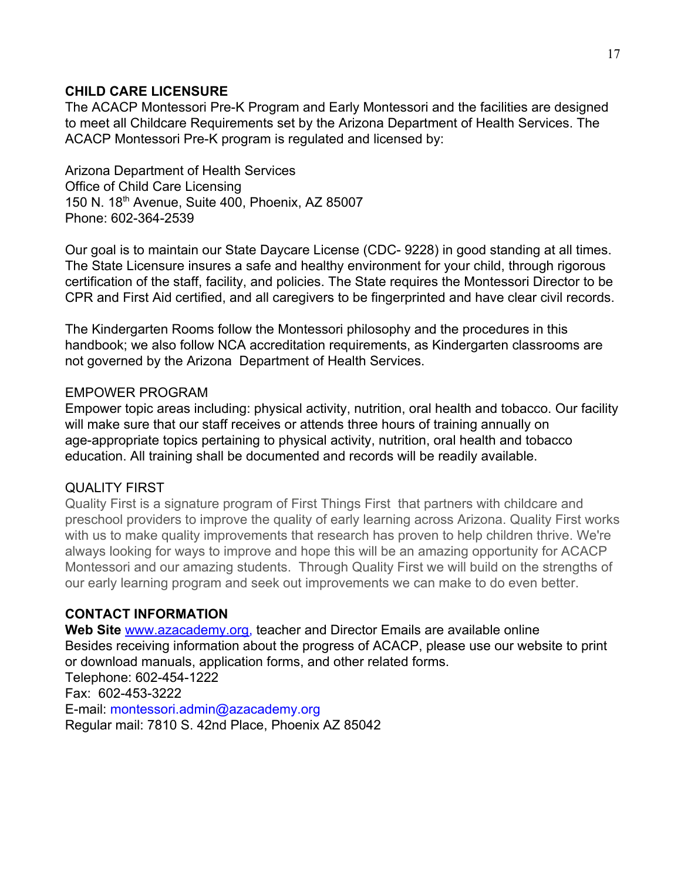## CHILD CARE LICENSURE

The ACACP Montessori Pre-K Program and Early Montessori and the facilities are designed to meet all Childcare Requirements set by the Arizona Department of Health Services. The ACACP Montessori Pre-K program is regulated and licensed by:

Arizona Department of Health Services
Office of Child Care Licensing
150 N. 18th Avenue, Suite 400, Phoenix, AZ 85007
Phone: 602-364-2539

Our goal is to maintain our State Daycare License (CDC- 9228) in good standing at all times. The State Licensure insures a safe and healthy environment for your child, through rigorous certification of the staff, facility, and policies. The State requires the Montessori Director to be CPR and First Aid certified, and all caregivers to be fingerprinted and have clear civil records.

The Kindergarten Rooms follow the Montessori philosophy and the procedures in this handbook; we also follow NCA accreditation requirements, as Kindergarten classrooms are not governed by the Arizona Department of Health Services.

EMPOWER PROGRAM

Empower topic areas including: physical activity, nutrition, oral health and tobacco. Our facility will make sure that our staff receives or attends three hours of training annually on age-appropriate topics pertaining to physical activity, nutrition, oral health and tobacco education. All training shall be documented and records will be readily available.

QUALITY FIRST

Quality First is a signature program of First Things First that partners with childcare and preschool providers to improve the quality of early learning across Arizona. Quality First works with us to make quality improvements that research has proven to help children thrive. We're always looking for ways to improve and hope this will be an amazing opportunity for ACACP Montessori and our amazing students. Through Quality First we will build on the strengths of our early learning program and seek out improvements we can make to do even better.

## CONTACT INFORMATION

**Web Site** www.azacademy.org, teacher and Director Emails are available online
Besides receiving information about the progress of ACACP, please use our website to print or download manuals, application forms, and other related forms.
Telephone: 602-454-1222
Fax: 602-453-3222
E-mail: montessori.admin@azacademy.org
Regular mail: 7810 S. 42nd Place, Phoenix AZ 85042